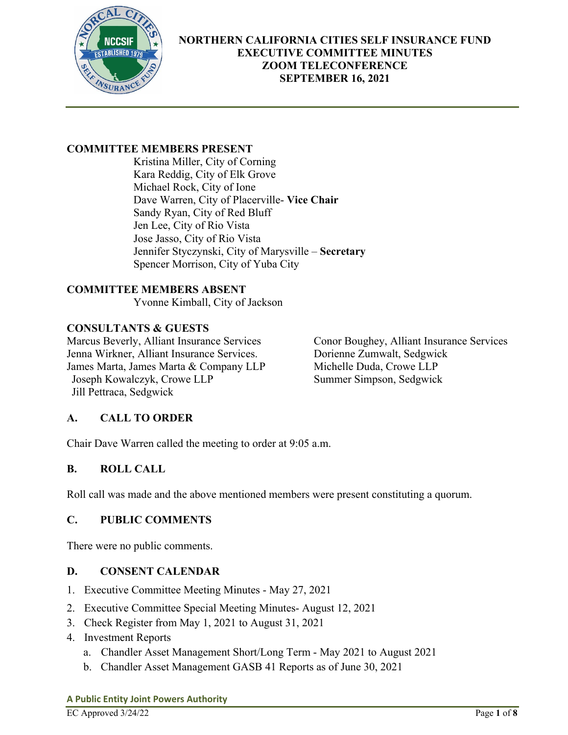# NORTHERN CALIFORNIA CITIES SELF INSURANCE FUND
## EXECUTIVE COMMITTEE MINUTES
## ZOOM TELECONFERENCE
## SEPTEMBER 16, 2021

**COMMITTEE MEMBERS PRESENT**

Kristina Miller, City of Corning
Kara Reddig, City of Elk Grove
Michael Rock, City of Ione
Dave Warren, City of Placerville- **Vice Chair**
Sandy Ryan, City of Red Bluff
Jen Lee, City of Rio Vista
Jose Jasso, City of Rio Vista
Jennifer Styczynski, City of Marysville – **Secretary**
Spencer Morrison, City of Yuba City

**COMMITTEE MEMBERS ABSENT**

Yvonne Kimball, City of Jackson

**CONSULTANTS & GUESTS**

Marcus Beverly, Alliant Insurance Services
Jenna Wirkner, Alliant Insurance Services.
James Marta, James Marta & Company LLP
Joseph Kowalczyk, Crowe LLP
Jill Pettraca, Sedgwick
Conor Boughey, Alliant Insurance Services
Dorienne Zumwalt, Sedgwick
Michelle Duda, Crowe LLP
Summer Simpson, Sedgwick

## A. CALL TO ORDER

Chair Dave Warren called the meeting to order at 9:05 a.m.

## B. ROLL CALL

Roll call was made and the above mentioned members were present constituting a quorum.

## C. PUBLIC COMMENTS

There were no public comments.

## D. CONSENT CALENDAR

1. Executive Committee Meeting Minutes - May 27, 2021
2. Executive Committee Special Meeting Minutes- August 12, 2021
3. Check Register from May 1, 2021 to August 31, 2021
4. Investment Reports
   a. Chandler Asset Management Short/Long Term - May 2021 to August 2021
   b. Chandler Asset Management GASB 41 Reports as of June 30, 2021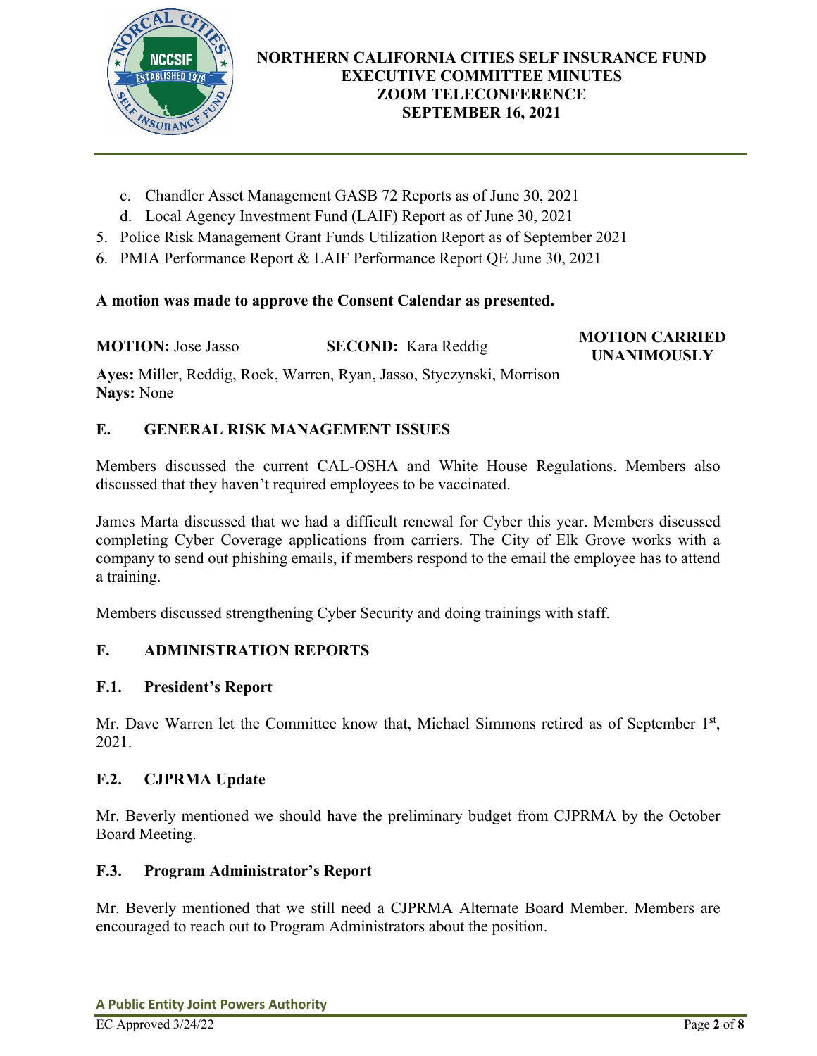c. Chandler Asset Management GASB 72 Reports as of June 30, 2021
d. Local Agency Investment Fund (LAIF) Report as of June 30, 2021

5. Police Risk Management Grant Funds Utilization Report as of September 2021
6. PMIA Performance Report & LAIF Performance Report QE June 30, 2021

**A motion was made to approve the Consent Calendar as presented.**

**MOTION:** Jose Jasso **SECOND:** Kara Reddig **MOTION CARRIED UNANIMOUSLY**

**Ayes:** Miller, Reddig, Rock, Warren, Ryan, Jasso, Styczynski, Morrison
**Nays:** None

## E. GENERAL RISK MANAGEMENT ISSUES

Members discussed the current CAL-OSHA and White House Regulations. Members also discussed that they haven't required employees to be vaccinated.

James Marta discussed that we had a difficult renewal for Cyber this year. Members discussed completing Cyber Coverage applications from carriers. The City of Elk Grove works with a company to send out phishing emails, if members respond to the email the employee has to attend a training.

Members discussed strengthening Cyber Security and doing trainings with staff.

## F. ADMINISTRATION REPORTS

### F.1. President's Report

Mr. Dave Warren let the Committee know that, Michael Simmons retired as of September 1st, 2021.

### F.2. CJPRMA Update

Mr. Beverly mentioned we should have the preliminary budget from CJPRMA by the October Board Meeting.

### F.3. Program Administrator's Report

Mr. Beverly mentioned that we still need a CJPRMA Alternate Board Member. Members are encouraged to reach out to Program Administrators about the position.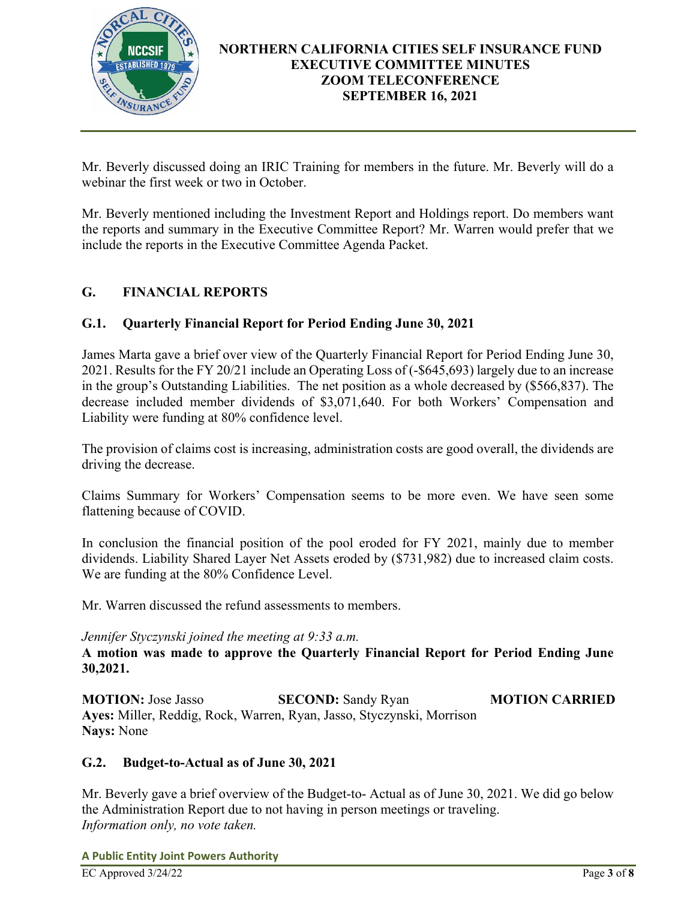Mr. Beverly discussed doing an IRIC Training for members in the future. Mr. Beverly will do a webinar the first week or two in October.

Mr. Beverly mentioned including the Investment Report and Holdings report. Do members want the reports and summary in the Executive Committee Report? Mr. Warren would prefer that we include the reports in the Executive Committee Agenda Packet.

## G. FINANCIAL REPORTS

### G.1. Quarterly Financial Report for Period Ending June 30, 2021

James Marta gave a brief over view of the Quarterly Financial Report for Period Ending June 30, 2021. Results for the FY 20/21 include an Operating Loss of (-$645,693) largely due to an increase in the group's Outstanding Liabilities. The net position as a whole decreased by ($566,837). The decrease included member dividends of $3,071,640. For both Workers' Compensation and Liability were funding at 80% confidence level.

The provision of claims cost is increasing, administration costs are good overall, the dividends are driving the decrease.

Claims Summary for Workers' Compensation seems to be more even. We have seen some flattening because of COVID.

In conclusion the financial position of the pool eroded for FY 2021, mainly due to member dividends. Liability Shared Layer Net Assets eroded by ($731,982) due to increased claim costs. We are funding at the 80% Confidence Level.

Mr. Warren discussed the refund assessments to members.

*Jennifer Styczynski joined the meeting at 9:33 a.m.*

**A motion was made to approve the Quarterly Financial Report for Period Ending June 30,2021.**

**MOTION:** Jose Jasso **SECOND:** Sandy Ryan **MOTION CARRIED**
**Ayes:** Miller, Reddig, Rock, Warren, Ryan, Jasso, Styczynski, Morrison
**Nays:** None

### G.2. Budget-to-Actual as of June 30, 2021

Mr. Beverly gave a brief overview of the Budget-to- Actual as of June 30, 2021. We did go below the Administration Report due to not having in person meetings or traveling.
*Information only, no vote taken.*

**A Public Entity Joint Powers Authority**

EC Approved 3/24/22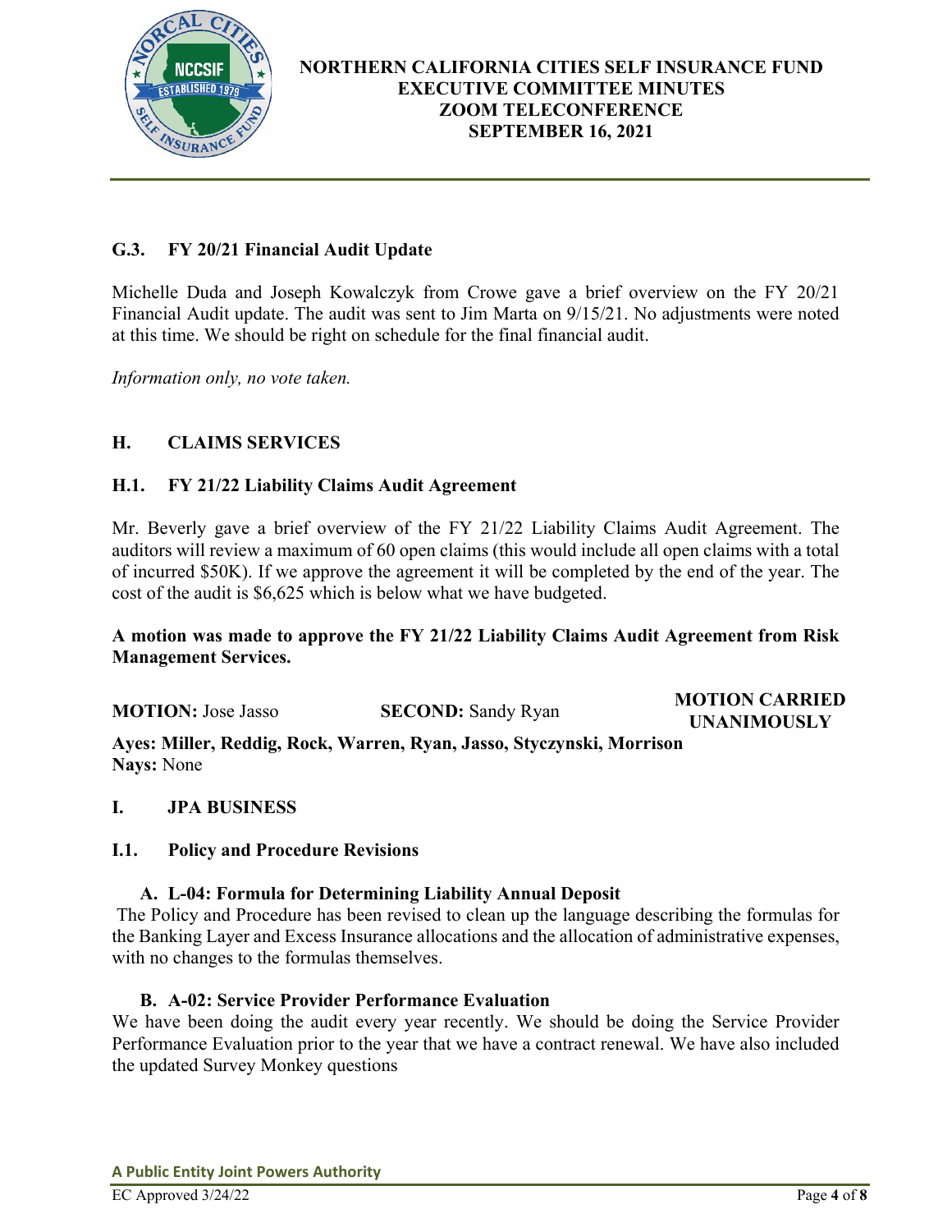### G.3. FY 20/21 Financial Audit Update

Michelle Duda and Joseph Kowalczyk from Crowe gave a brief overview on the FY 20/21 Financial Audit update. The audit was sent to Jim Marta on 9/15/21. No adjustments were noted at this time. We should be right on schedule for the final financial audit.

*Information only, no vote taken.*

## H. CLAIMS SERVICES

### H.1. FY 21/22 Liability Claims Audit Agreement

Mr. Beverly gave a brief overview of the FY 21/22 Liability Claims Audit Agreement. The auditors will review a maximum of 60 open claims (this would include all open claims with a total of incurred $50K). If we approve the agreement it will be completed by the end of the year. The cost of the audit is $6,625 which is below what we have budgeted.

**A motion was made to approve the FY 21/22 Liability Claims Audit Agreement from Risk Management Services.**

**MOTION:** Jose Jasso **SECOND:** Sandy Ryan **MOTION CARRIED UNANIMOUSLY**

**Ayes: Miller, Reddig, Rock, Warren, Ryan, Jasso, Styczynski, Morrison**
**Nays:** None

## I. JPA BUSINESS

### I.1. Policy and Procedure Revisions

#### A. L-04: Formula for Determining Liability Annual Deposit

The Policy and Procedure has been revised to clean up the language describing the formulas for the Banking Layer and Excess Insurance allocations and the allocation of administrative expenses, with no changes to the formulas themselves.

#### B. A-02: Service Provider Performance Evaluation

We have been doing the audit every year recently. We should be doing the Service Provider Performance Evaluation prior to the year that we have a contract renewal. We have also included the updated Survey Monkey questions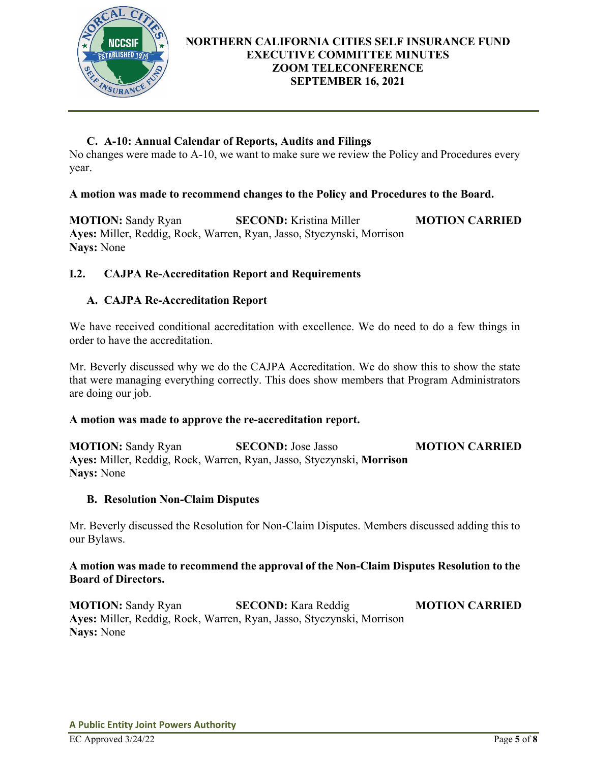### C. A-10: Annual Calendar of Reports, Audits and Filings

No changes were made to A-10, we want to make sure we review the Policy and Procedures every year.

**A motion was made to recommend changes to the Policy and Procedures to the Board.**

**MOTION:** Sandy Ryan **SECOND:** Kristina Miller **MOTION CARRIED**
**Ayes:** Miller, Reddig, Rock, Warren, Ryan, Jasso, Styczynski, Morrison
**Nays:** None

## I.2. CAJPA Re-Accreditation Report and Requirements

### A. CAJPA Re-Accreditation Report

We have received conditional accreditation with excellence. We do need to do a few things in order to have the accreditation.

Mr. Beverly discussed why we do the CAJPA Accreditation. We do show this to show the state that were managing everything correctly. This does show members that Program Administrators are doing our job.

**A motion was made to approve the re-accreditation report.**

**MOTION:** Sandy Ryan **SECOND:** Jose Jasso **MOTION CARRIED**
**Ayes:** Miller, Reddig, Rock, Warren, Ryan, Jasso, Styczynski, **Morrison**
**Nays:** None

### B. Resolution Non-Claim Disputes

Mr. Beverly discussed the Resolution for Non-Claim Disputes. Members discussed adding this to our Bylaws.

**A motion was made to recommend the approval of the Non-Claim Disputes Resolution to the Board of Directors.**

**MOTION:** Sandy Ryan **SECOND:** Kara Reddig **MOTION CARRIED**
**Ayes:** Miller, Reddig, Rock, Warren, Ryan, Jasso, Styczynski, Morrison
**Nays:** None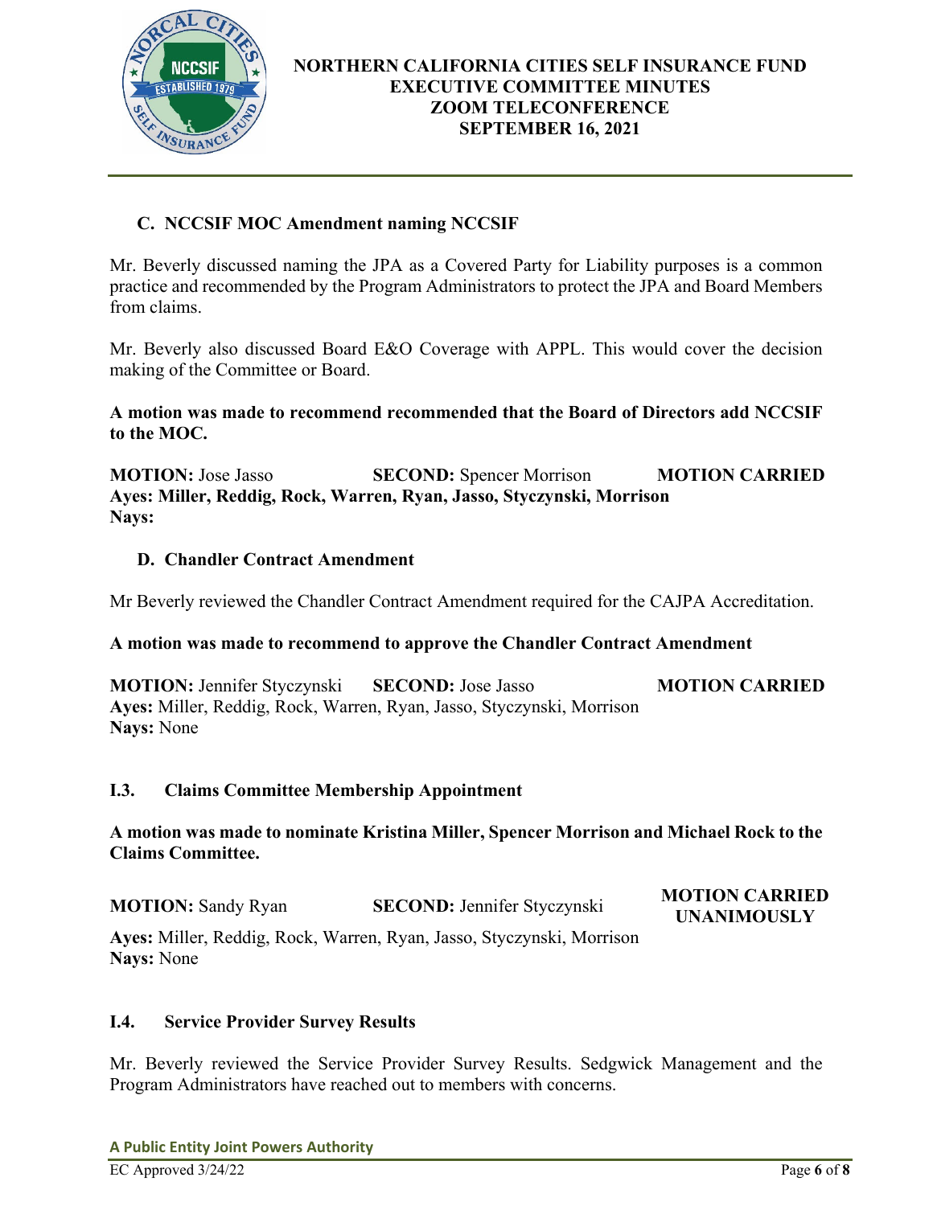### C. NCCSIF MOC Amendment naming NCCSIF

Mr. Beverly discussed naming the JPA as a Covered Party for Liability purposes is a common practice and recommended by the Program Administrators to protect the JPA and Board Members from claims.

Mr. Beverly also discussed Board E&O Coverage with APPL. This would cover the decision making of the Committee or Board.

**A motion was made to recommend recommended that the Board of Directors add NCCSIF to the MOC.**

**MOTION:** Jose Jasso **SECOND:** Spencer Morrison **MOTION CARRIED**
**Ayes: Miller, Reddig, Rock, Warren, Ryan, Jasso, Styczynski, Morrison**
**Nays:**

### D. Chandler Contract Amendment

Mr Beverly reviewed the Chandler Contract Amendment required for the CAJPA Accreditation.

**A motion was made to recommend to approve the Chandler Contract Amendment**

**MOTION:** Jennifer Styczynski **SECOND:** Jose Jasso **MOTION CARRIED**
**Ayes:** Miller, Reddig, Rock, Warren, Ryan, Jasso, Styczynski, Morrison
**Nays:** None

## I.3. Claims Committee Membership Appointment

**A motion was made to nominate Kristina Miller, Spencer Morrison and Michael Rock to the Claims Committee.**

**MOTION:** Sandy Ryan **SECOND:** Jennifer Styczynski **MOTION CARRIED UNANIMOUSLY**
**Ayes:** Miller, Reddig, Rock, Warren, Ryan, Jasso, Styczynski, Morrison
**Nays:** None

## I.4. Service Provider Survey Results

Mr. Beverly reviewed the Service Provider Survey Results. Sedgwick Management and the Program Administrators have reached out to members with concerns.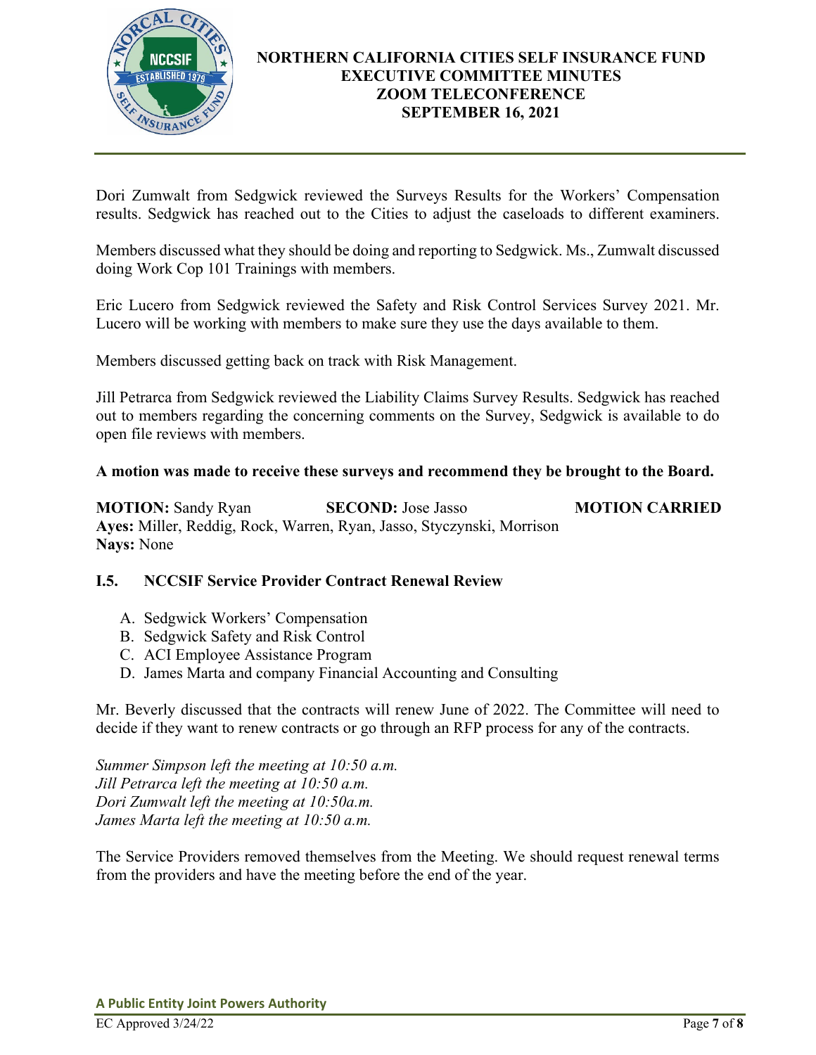Dori Zumwalt from Sedgwick reviewed the Surveys Results for the Workers' Compensation results. Sedgwick has reached out to the Cities to adjust the caseloads to different examiners.

Members discussed what they should be doing and reporting to Sedgwick. Ms., Zumwalt discussed doing Work Cop 101 Trainings with members.

Eric Lucero from Sedgwick reviewed the Safety and Risk Control Services Survey 2021. Mr. Lucero will be working with members to make sure they use the days available to them.

Members discussed getting back on track with Risk Management.

Jill Petrarca from Sedgwick reviewed the Liability Claims Survey Results. Sedgwick has reached out to members regarding the concerning comments on the Survey, Sedgwick is available to do open file reviews with members.

**A motion was made to receive these surveys and recommend they be brought to the Board.**

**MOTION:** Sandy Ryan **SECOND:** Jose Jasso **MOTION CARRIED**
**Ayes:** Miller, Reddig, Rock, Warren, Ryan, Jasso, Styczynski, Morrison
**Nays:** None

### I.5. NCCSIF Service Provider Contract Renewal Review

A. Sedgwick Workers' Compensation
B. Sedgwick Safety and Risk Control
C. ACI Employee Assistance Program
D. James Marta and company Financial Accounting and Consulting

Mr. Beverly discussed that the contracts will renew June of 2022. The Committee will need to decide if they want to renew contracts or go through an RFP process for any of the contracts.

*Summer Simpson left the meeting at 10:50 a.m.*
*Jill Petrarca left the meeting at 10:50 a.m.*
*Dori Zumwalt left the meeting at 10:50a.m.*
*James Marta left the meeting at 10:50 a.m.*

The Service Providers removed themselves from the Meeting. We should request renewal terms from the providers and have the meeting before the end of the year.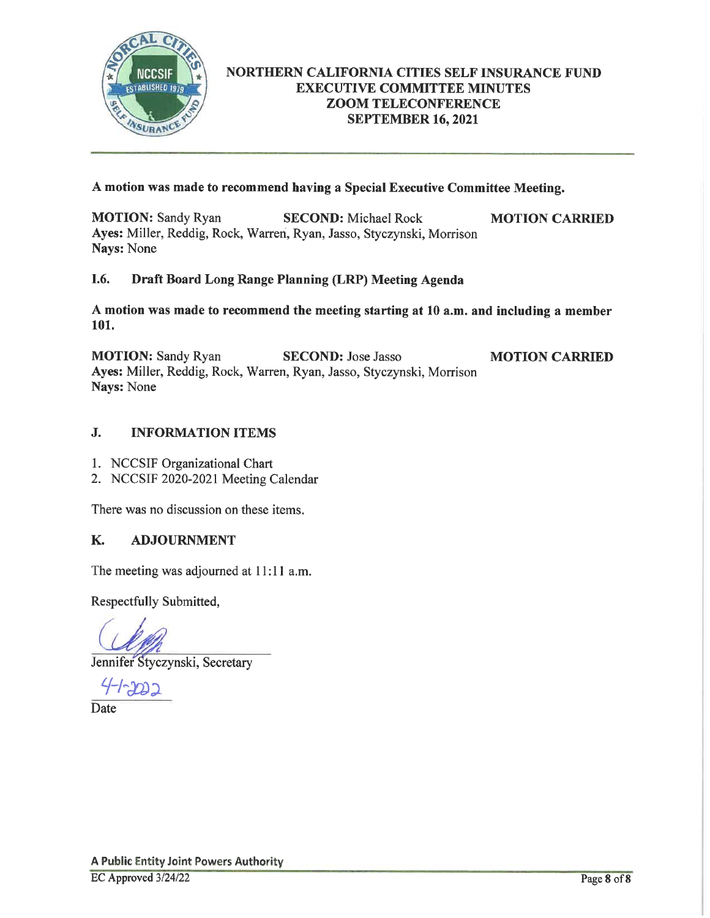**NORTHERN CALIFORNIA CITIES SELF INSURANCE FUND**
**EXECUTIVE COMMITTEE MINUTES**
**ZOOM TELECONFERENCE**
**SEPTEMBER 16, 2021**

**A motion was made to recommend having a Special Executive Committee Meeting.**

**MOTION:** Sandy Ryan **SECOND:** Michael Rock **MOTION CARRIED**
**Ayes:** Miller, Reddig, Rock, Warren, Ryan, Jasso, Styczynski, Morrison
**Nays:** None

### I.6. Draft Board Long Range Planning (LRP) Meeting Agenda

**A motion was made to recommend the meeting starting at 10 a.m. and including a member 101.**

**MOTION:** Sandy Ryan **SECOND:** Jose Jasso **MOTION CARRIED**
**Ayes:** Miller, Reddig, Rock, Warren, Ryan, Jasso, Styczynski, Morrison
**Nays:** None

## J. INFORMATION ITEMS

1. NCCSIF Organizational Chart
2. NCCSIF 2020-2021 Meeting Calendar

There was no discussion on these items.

## K. ADJOURNMENT

The meeting was adjourned at 11:11 a.m.

Respectfully Submitted,

Jennifer Styczynski, Secretary

4-1-2022
Date

A Public Entity Joint Powers Authority
EC Approved 3/24/22